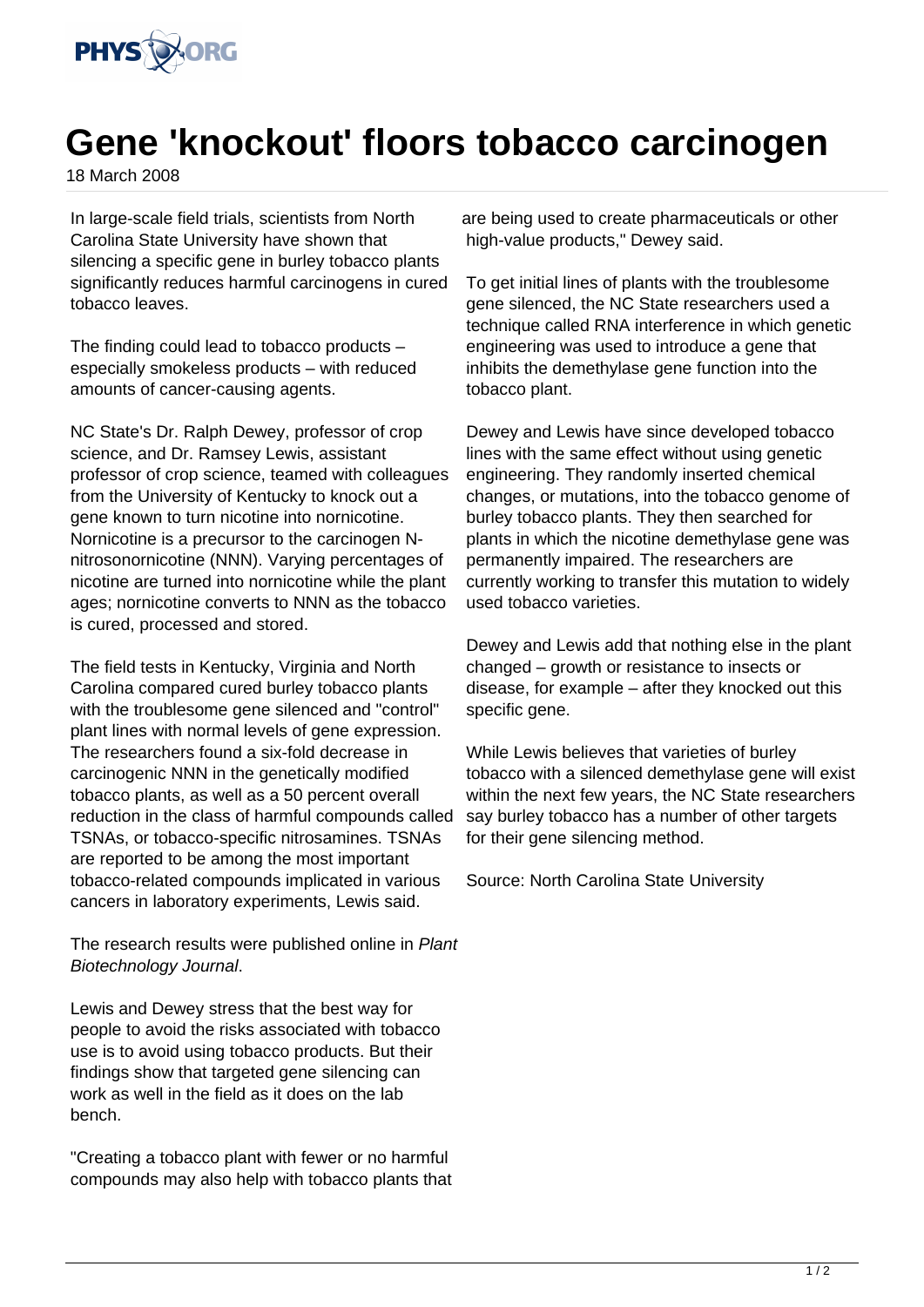# Gene 'knockout' floors tobacco carcinogen

18 March 2008

In large-scale field trials, scientists from North Carolina State University have shown that silencing a specific gene in burley tobacco plants significantly reduces harmful carcinogens in cured tobacco leaves.

The finding could lead to tobacco products – especially smokeless products – with reduced amounts of cancer-causing agents.

NC State's Dr. Ralph Dewey, professor of crop science, and Dr. Ramsey Lewis, assistant professor of crop science, teamed with colleagues from the University of Kentucky to knock out a gene known to turn nicotine into nornicotine. Nornicotine is a precursor to the carcinogen N-nitrosonornicotine (NNN). Varying percentages of nicotine are turned into nornicotine while the plant ages; nornicotine converts to NNN as the tobacco is cured, processed and stored.

The field tests in Kentucky, Virginia and North Carolina compared cured burley tobacco plants with the troublesome gene silenced and "control" plant lines with normal levels of gene expression. The researchers found a six-fold decrease in carcinogenic NNN in the genetically modified tobacco plants, as well as a 50 percent overall reduction in the class of harmful compounds called TSNAs, or tobacco-specific nitrosamines. TSNAs are reported to be among the most important tobacco-related compounds implicated in various cancers in laboratory experiments, Lewis said.

The research results were published online in *Plant Biotechnology Journal*.

Lewis and Dewey stress that the best way for people to avoid the risks associated with tobacco use is to avoid using tobacco products. But their findings show that targeted gene silencing can work as well in the field as it does on the lab bench.

"Creating a tobacco plant with fewer or no harmful compounds may also help with tobacco plants that are being used to create pharmaceuticals or other high-value products," Dewey said.

To get initial lines of plants with the troublesome gene silenced, the NC State researchers used a technique called RNA interference in which genetic engineering was used to introduce a gene that inhibits the demethylase gene function into the tobacco plant.

Dewey and Lewis have since developed tobacco lines with the same effect without using genetic engineering. They randomly inserted chemical changes, or mutations, into the tobacco genome of burley tobacco plants. They then searched for plants in which the nicotine demethylase gene was permanently impaired. The researchers are currently working to transfer this mutation to widely used tobacco varieties.

Dewey and Lewis add that nothing else in the plant changed – growth or resistance to insects or disease, for example – after they knocked out this specific gene.

While Lewis believes that varieties of burley tobacco with a silenced demethylase gene will exist within the next few years, the NC State researchers say burley tobacco has a number of other targets for their gene silencing method.

Source: North Carolina State University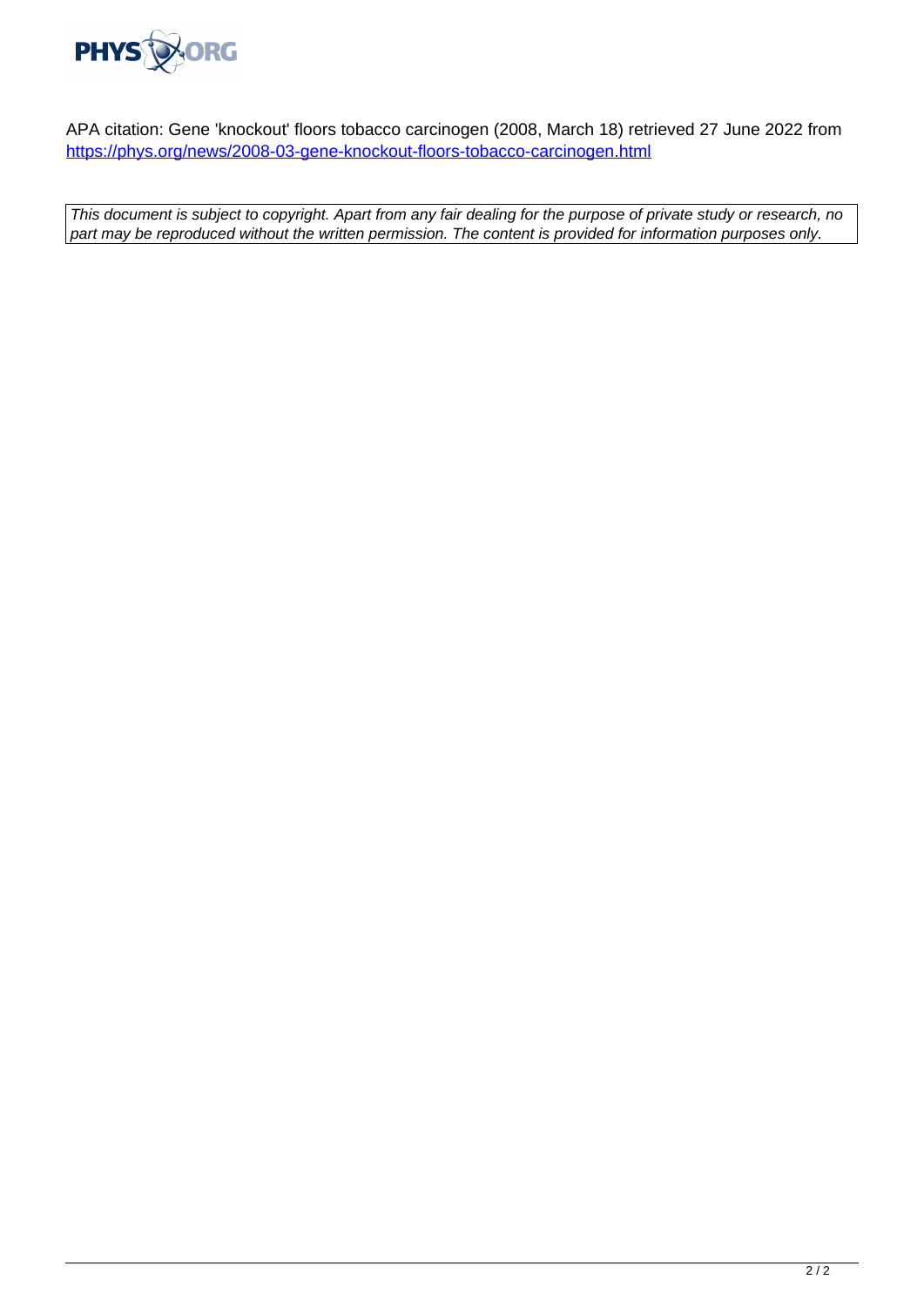APA citation: Gene 'knockout' floors tobacco carcinogen (2008, March 18) retrieved 27 June 2022 from https://phys.org/news/2008-03-gene-knockout-floors-tobacco-carcinogen.html

*This document is subject to copyright. Apart from any fair dealing for the purpose of private study or research, no part may be reproduced without the written permission. The content is provided for information purposes only.*